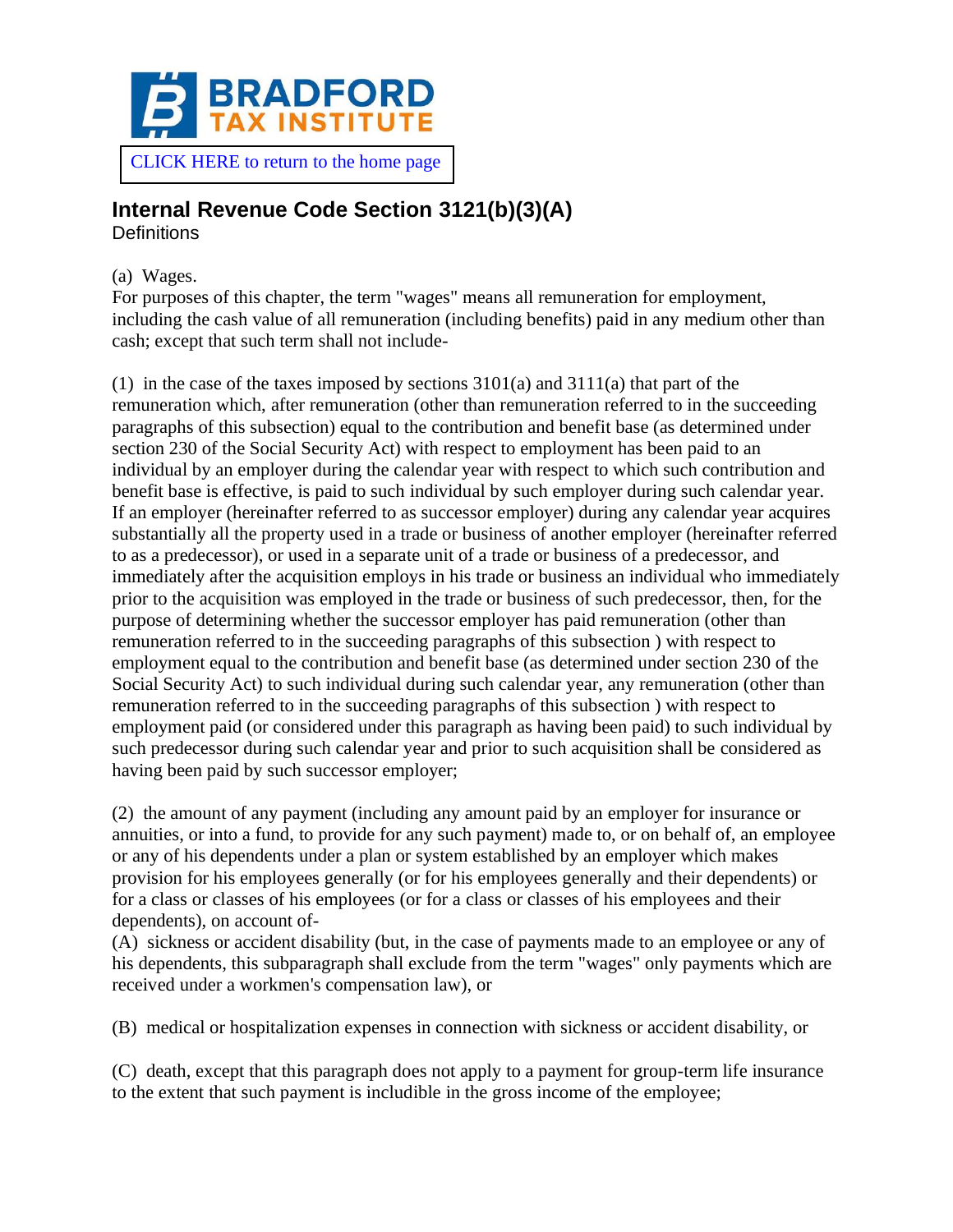# BRADFORD TAX INSTITUTE

CLICK HERE to return to the home page

## Internal Revenue Code Section 3121(b)(3)(A)

Definitions

(a) Wages.

For purposes of this chapter, the term "wages" means all remuneration for employment, including the cash value of all remuneration (including benefits) paid in any medium other than cash; except that such term shall not include-

(1) in the case of the taxes imposed by sections 3101(a) and 3111(a) that part of the remuneration which, after remuneration (other than remuneration referred to in the succeeding paragraphs of this subsection) equal to the contribution and benefit base (as determined under section 230 of the Social Security Act) with respect to employment has been paid to an individual by an employer during the calendar year with respect to which such contribution and benefit base is effective, is paid to such individual by such employer during such calendar year. If an employer (hereinafter referred to as successor employer) during any calendar year acquires substantially all the property used in a trade or business of another employer (hereinafter referred to as a predecessor), or used in a separate unit of a trade or business of a predecessor, and immediately after the acquisition employs in his trade or business an individual who immediately prior to the acquisition was employed in the trade or business of such predecessor, then, for the purpose of determining whether the successor employer has paid remuneration (other than remuneration referred to in the succeeding paragraphs of this subsection ) with respect to employment equal to the contribution and benefit base (as determined under section 230 of the Social Security Act) to such individual during such calendar year, any remuneration (other than remuneration referred to in the succeeding paragraphs of this subsection ) with respect to employment paid (or considered under this paragraph as having been paid) to such individual by such predecessor during such calendar year and prior to such acquisition shall be considered as having been paid by such successor employer;

(2) the amount of any payment (including any amount paid by an employer for insurance or annuities, or into a fund, to provide for any such payment) made to, or on behalf of, an employee or any of his dependents under a plan or system established by an employer which makes provision for his employees generally (or for his employees generally and their dependents) or for a class or classes of his employees (or for a class or classes of his employees and their dependents), on account of-

(A) sickness or accident disability (but, in the case of payments made to an employee or any of his dependents, this subparagraph shall exclude from the term "wages" only payments which are received under a workmen's compensation law), or

(B) medical or hospitalization expenses in connection with sickness or accident disability, or

(C) death, except that this paragraph does not apply to a payment for group-term life insurance to the extent that such payment is includible in the gross income of the employee;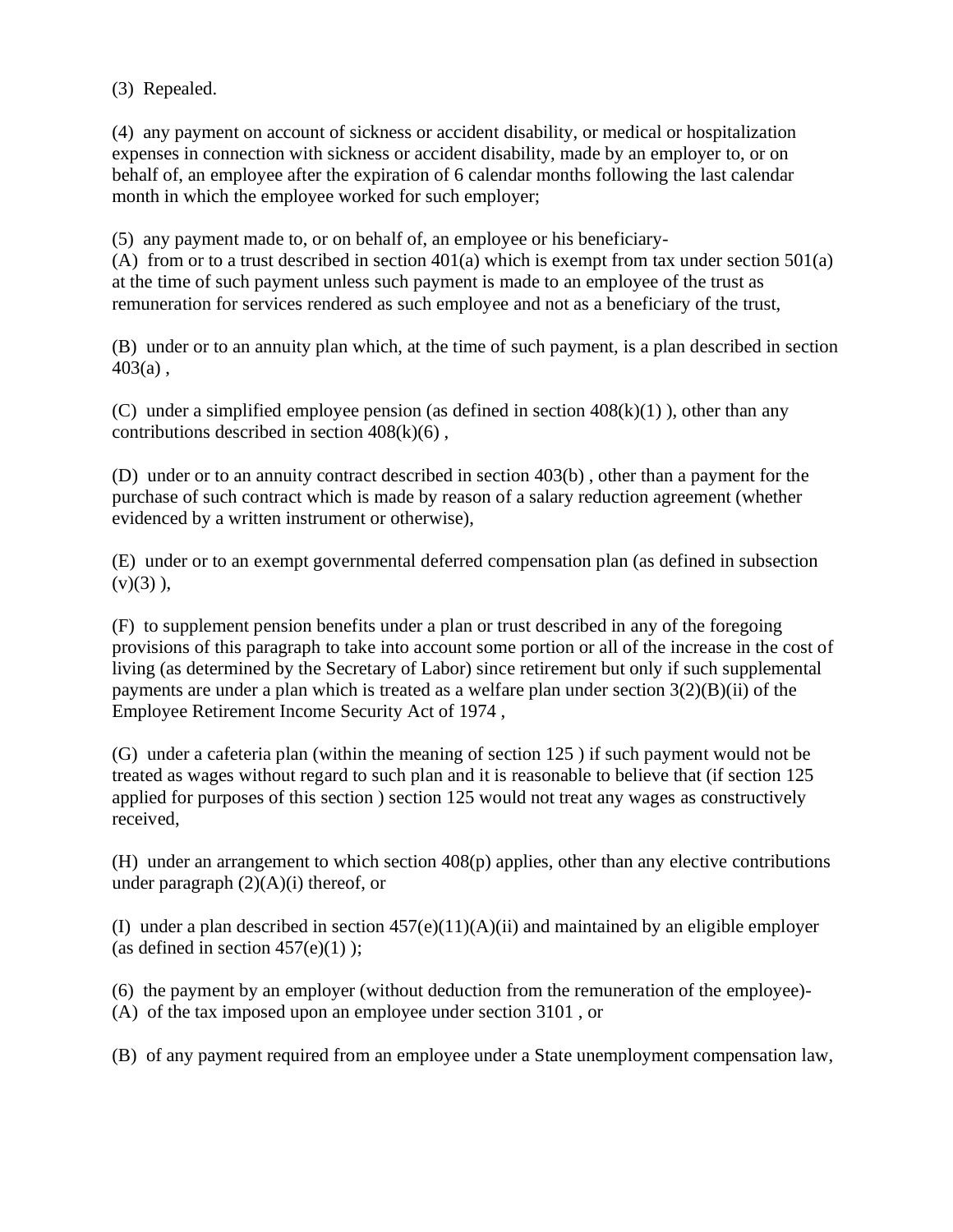(3) Repealed.

(4) any payment on account of sickness or accident disability, or medical or hospitalization expenses in connection with sickness or accident disability, made by an employer to, or on behalf of, an employee after the expiration of 6 calendar months following the last calendar month in which the employee worked for such employer;

(5) any payment made to, or on behalf of, an employee or his beneficiary-
(A) from or to a trust described in section 401(a) which is exempt from tax under section 501(a) at the time of such payment unless such payment is made to an employee of the trust as remuneration for services rendered as such employee and not as a beneficiary of the trust,

(B) under or to an annuity plan which, at the time of such payment, is a plan described in section 403(a) ,

(C) under a simplified employee pension (as defined in section 408(k)(1) ), other than any contributions described in section 408(k)(6) ,

(D) under or to an annuity contract described in section 403(b) , other than a payment for the purchase of such contract which is made by reason of a salary reduction agreement (whether evidenced by a written instrument or otherwise),

(E) under or to an exempt governmental deferred compensation plan (as defined in subsection (v)(3) ),

(F) to supplement pension benefits under a plan or trust described in any of the foregoing provisions of this paragraph to take into account some portion or all of the increase in the cost of living (as determined by the Secretary of Labor) since retirement but only if such supplemental payments are under a plan which is treated as a welfare plan under section 3(2)(B)(ii) of the Employee Retirement Income Security Act of 1974 ,

(G) under a cafeteria plan (within the meaning of section 125 ) if such payment would not be treated as wages without regard to such plan and it is reasonable to believe that (if section 125 applied for purposes of this section ) section 125 would not treat any wages as constructively received,

(H) under an arrangement to which section 408(p) applies, other than any elective contributions under paragraph (2)(A)(i) thereof, or

(I) under a plan described in section 457(e)(11)(A)(ii) and maintained by an eligible employer (as defined in section 457(e)(1) );

(6) the payment by an employer (without deduction from the remuneration of the employee)-
(A) of the tax imposed upon an employee under section 3101 , or

(B) of any payment required from an employee under a State unemployment compensation law,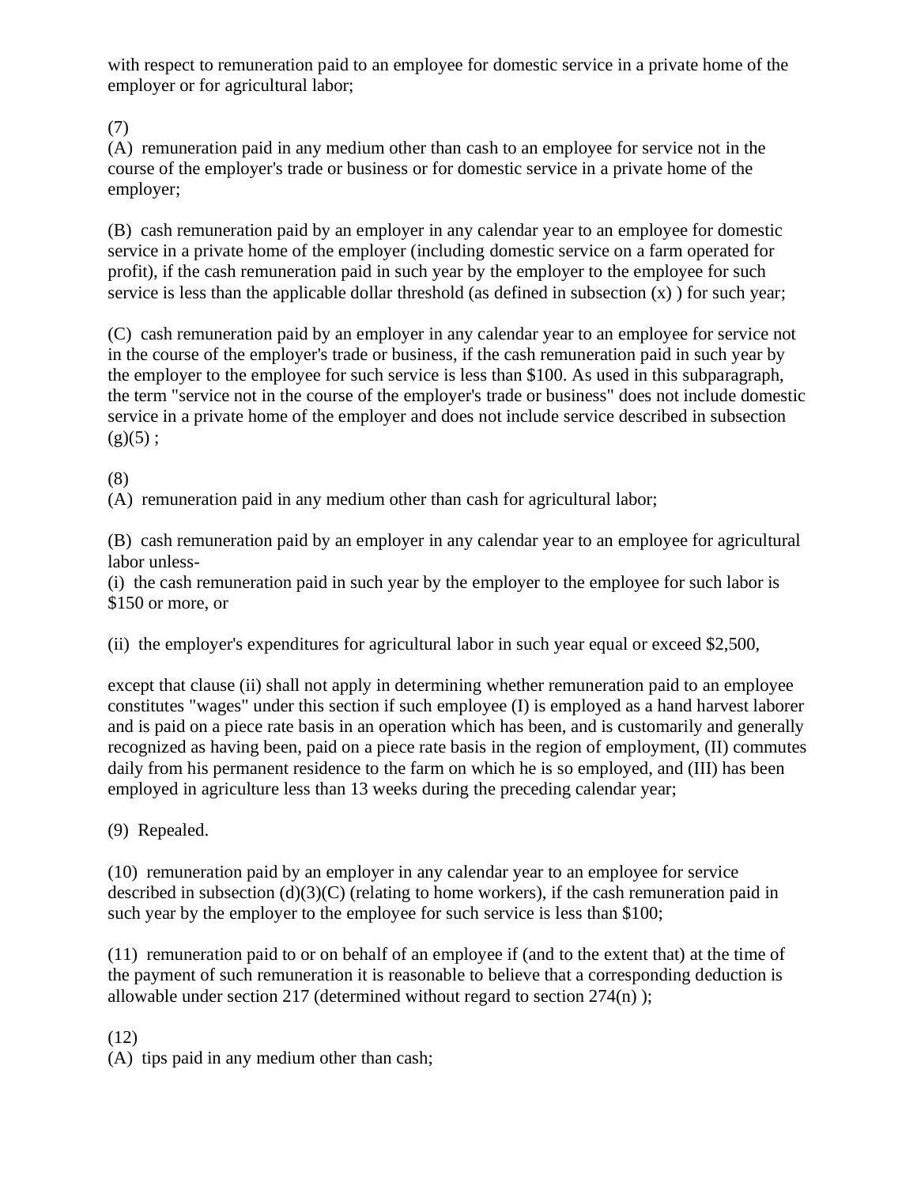with respect to remuneration paid to an employee for domestic service in a private home of the employer or for agricultural labor;

(7)
(A) remuneration paid in any medium other than cash to an employee for service not in the course of the employer's trade or business or for domestic service in a private home of the employer;

(B) cash remuneration paid by an employer in any calendar year to an employee for domestic service in a private home of the employer (including domestic service on a farm operated for profit), if the cash remuneration paid in such year by the employer to the employee for such service is less than the applicable dollar threshold (as defined in subsection (x) ) for such year;

(C) cash remuneration paid by an employer in any calendar year to an employee for service not in the course of the employer's trade or business, if the cash remuneration paid in such year by the employer to the employee for such service is less than $100. As used in this subparagraph, the term "service not in the course of the employer's trade or business" does not include domestic service in a private home of the employer and does not include service described in subsection (g)(5) ;

(8)
(A) remuneration paid in any medium other than cash for agricultural labor;

(B) cash remuneration paid by an employer in any calendar year to an employee for agricultural labor unless-
(i) the cash remuneration paid in such year by the employer to the employee for such labor is $150 or more, or

(ii) the employer's expenditures for agricultural labor in such year equal or exceed $2,500,

except that clause (ii) shall not apply in determining whether remuneration paid to an employee constitutes "wages" under this section if such employee (I) is employed as a hand harvest laborer and is paid on a piece rate basis in an operation which has been, and is customarily and generally recognized as having been, paid on a piece rate basis in the region of employment, (II) commutes daily from his permanent residence to the farm on which he is so employed, and (III) has been employed in agriculture less than 13 weeks during the preceding calendar year;

(9) Repealed.

(10) remuneration paid by an employer in any calendar year to an employee for service described in subsection (d)(3)(C) (relating to home workers), if the cash remuneration paid in such year by the employer to the employee for such service is less than $100;

(11) remuneration paid to or on behalf of an employee if (and to the extent that) at the time of the payment of such remuneration it is reasonable to believe that a corresponding deduction is allowable under section 217 (determined without regard to section 274(n) );

(12)
(A) tips paid in any medium other than cash;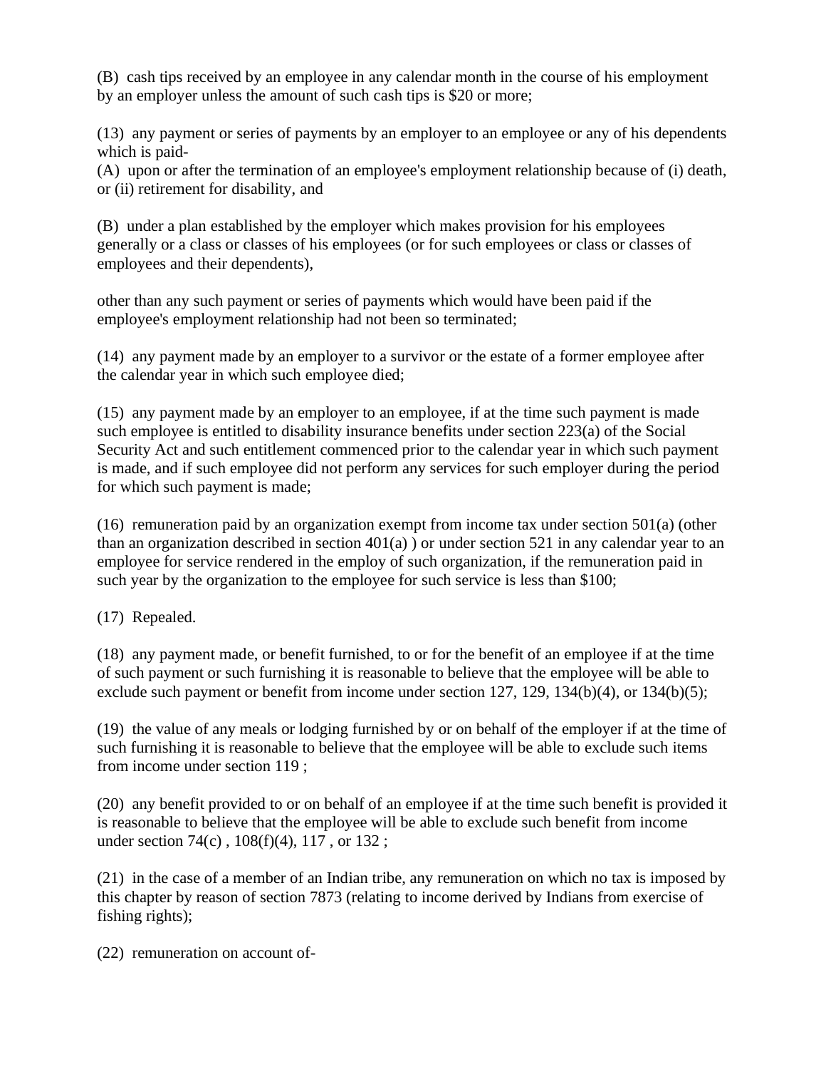(B) cash tips received by an employee in any calendar month in the course of his employment by an employer unless the amount of such cash tips is $20 or more;

(13) any payment or series of payments by an employer to an employee or any of his dependents which is paid-
(A) upon or after the termination of an employee's employment relationship because of (i) death, or (ii) retirement for disability, and

(B) under a plan established by the employer which makes provision for his employees generally or a class or classes of his employees (or for such employees or class or classes of employees and their dependents),

other than any such payment or series of payments which would have been paid if the employee's employment relationship had not been so terminated;

(14) any payment made by an employer to a survivor or the estate of a former employee after the calendar year in which such employee died;

(15) any payment made by an employer to an employee, if at the time such payment is made such employee is entitled to disability insurance benefits under section 223(a) of the Social Security Act and such entitlement commenced prior to the calendar year in which such payment is made, and if such employee did not perform any services for such employer during the period for which such payment is made;

(16) remuneration paid by an organization exempt from income tax under section 501(a) (other than an organization described in section 401(a) ) or under section 521 in any calendar year to an employee for service rendered in the employ of such organization, if the remuneration paid in such year by the organization to the employee for such service is less than $100;

(17) Repealed.

(18) any payment made, or benefit furnished, to or for the benefit of an employee if at the time of such payment or such furnishing it is reasonable to believe that the employee will be able to exclude such payment or benefit from income under section 127, 129, 134(b)(4), or 134(b)(5);

(19) the value of any meals or lodging furnished by or on behalf of the employer if at the time of such furnishing it is reasonable to believe that the employee will be able to exclude such items from income under section 119 ;

(20) any benefit provided to or on behalf of an employee if at the time such benefit is provided it is reasonable to believe that the employee will be able to exclude such benefit from income under section 74(c) , 108(f)(4), 117 , or 132 ;

(21) in the case of a member of an Indian tribe, any remuneration on which no tax is imposed by this chapter by reason of section 7873 (relating to income derived by Indians from exercise of fishing rights);

(22) remuneration on account of-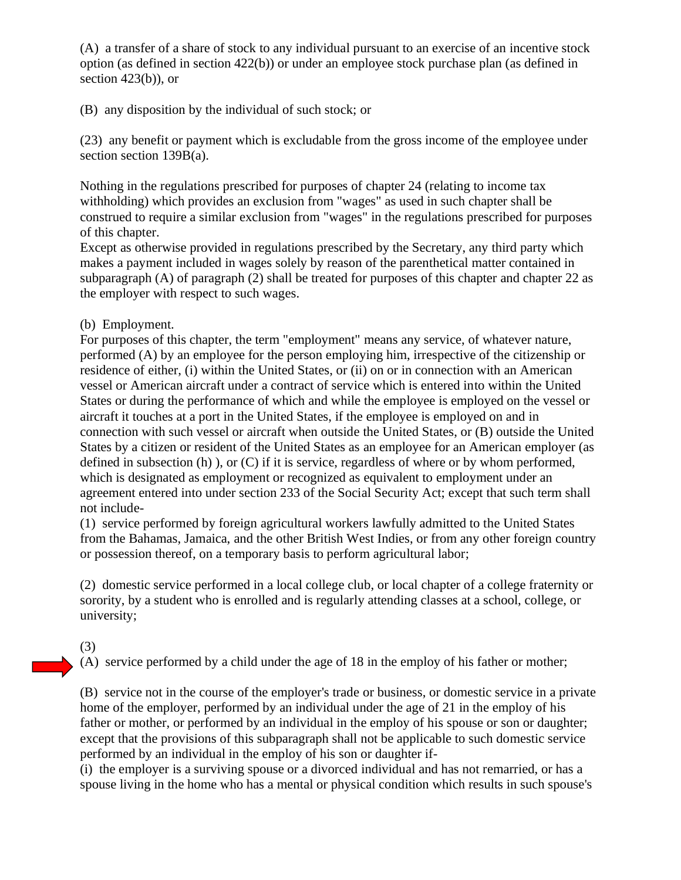(A) a transfer of a share of stock to any individual pursuant to an exercise of an incentive stock option (as defined in section 422(b)) or under an employee stock purchase plan (as defined in section 423(b)), or

(B) any disposition by the individual of such stock; or

(23) any benefit or payment which is excludable from the gross income of the employee under section section 139B(a).

Nothing in the regulations prescribed for purposes of chapter 24 (relating to income tax withholding) which provides an exclusion from "wages" as used in such chapter shall be construed to require a similar exclusion from "wages" in the regulations prescribed for purposes of this chapter.

Except as otherwise provided in regulations prescribed by the Secretary, any third party which makes a payment included in wages solely by reason of the parenthetical matter contained in subparagraph (A) of paragraph (2) shall be treated for purposes of this chapter and chapter 22 as the employer with respect to such wages.

(b) Employment.

For purposes of this chapter, the term "employment" means any service, of whatever nature, performed (A) by an employee for the person employing him, irrespective of the citizenship or residence of either, (i) within the United States, or (ii) on or in connection with an American vessel or American aircraft under a contract of service which is entered into within the United States or during the performance of which and while the employee is employed on the vessel or aircraft it touches at a port in the United States, if the employee is employed on and in connection with such vessel or aircraft when outside the United States, or (B) outside the United States by a citizen or resident of the United States as an employee for an American employer (as defined in subsection (h) ), or (C) if it is service, regardless of where or by whom performed, which is designated as employment or recognized as equivalent to employment under an agreement entered into under section 233 of the Social Security Act; except that such term shall not include-

(1) service performed by foreign agricultural workers lawfully admitted to the United States from the Bahamas, Jamaica, and the other British West Indies, or from any other foreign country or possession thereof, on a temporary basis to perform agricultural labor;

(2) domestic service performed in a local college club, or local chapter of a college fraternity or sorority, by a student who is enrolled and is regularly attending classes at a school, college, or university;

(3)

(A) service performed by a child under the age of 18 in the employ of his father or mother;

(B) service not in the course of the employer's trade or business, or domestic service in a private home of the employer, performed by an individual under the age of 21 in the employ of his father or mother, or performed by an individual in the employ of his spouse or son or daughter; except that the provisions of this subparagraph shall not be applicable to such domestic service performed by an individual in the employ of his son or daughter if-

(i) the employer is a surviving spouse or a divorced individual and has not remarried, or has a spouse living in the home who has a mental or physical condition which results in such spouse's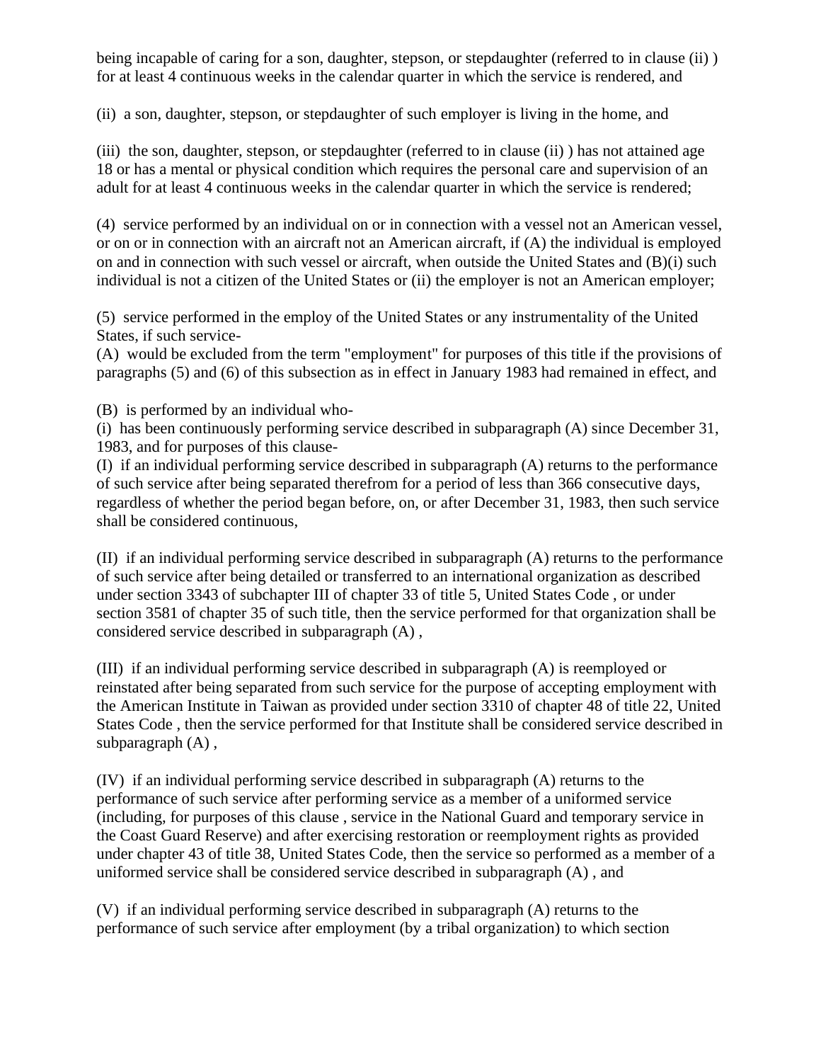being incapable of caring for a son, daughter, stepson, or stepdaughter (referred to in clause (ii) ) for at least 4 continuous weeks in the calendar quarter in which the service is rendered, and

(ii) a son, daughter, stepson, or stepdaughter of such employer is living in the home, and

(iii) the son, daughter, stepson, or stepdaughter (referred to in clause (ii) ) has not attained age 18 or has a mental or physical condition which requires the personal care and supervision of an adult for at least 4 continuous weeks in the calendar quarter in which the service is rendered;

(4) service performed by an individual on or in connection with a vessel not an American vessel, or on or in connection with an aircraft not an American aircraft, if (A) the individual is employed on and in connection with such vessel or aircraft, when outside the United States and (B)(i) such individual is not a citizen of the United States or (ii) the employer is not an American employer;

(5) service performed in the employ of the United States or any instrumentality of the United States, if such service-
(A) would be excluded from the term "employment" for purposes of this title if the provisions of paragraphs (5) and (6) of this subsection as in effect in January 1983 had remained in effect, and

(B) is performed by an individual who-
(i) has been continuously performing service described in subparagraph (A) since December 31, 1983, and for purposes of this clause-
(I) if an individual performing service described in subparagraph (A) returns to the performance of such service after being separated therefrom for a period of less than 366 consecutive days, regardless of whether the period began before, on, or after December 31, 1983, then such service shall be considered continuous,

(II) if an individual performing service described in subparagraph (A) returns to the performance of such service after being detailed or transferred to an international organization as described under section 3343 of subchapter III of chapter 33 of title 5, United States Code , or under section 3581 of chapter 35 of such title, then the service performed for that organization shall be considered service described in subparagraph (A) ,

(III) if an individual performing service described in subparagraph (A) is reemployed or reinstated after being separated from such service for the purpose of accepting employment with the American Institute in Taiwan as provided under section 3310 of chapter 48 of title 22, United States Code , then the service performed for that Institute shall be considered service described in subparagraph (A) ,

(IV) if an individual performing service described in subparagraph (A) returns to the performance of such service after performing service as a member of a uniformed service (including, for purposes of this clause , service in the National Guard and temporary service in the Coast Guard Reserve) and after exercising restoration or reemployment rights as provided under chapter 43 of title 38, United States Code, then the service so performed as a member of a uniformed service shall be considered service described in subparagraph (A) , and

(V) if an individual performing service described in subparagraph (A) returns to the performance of such service after employment (by a tribal organization) to which section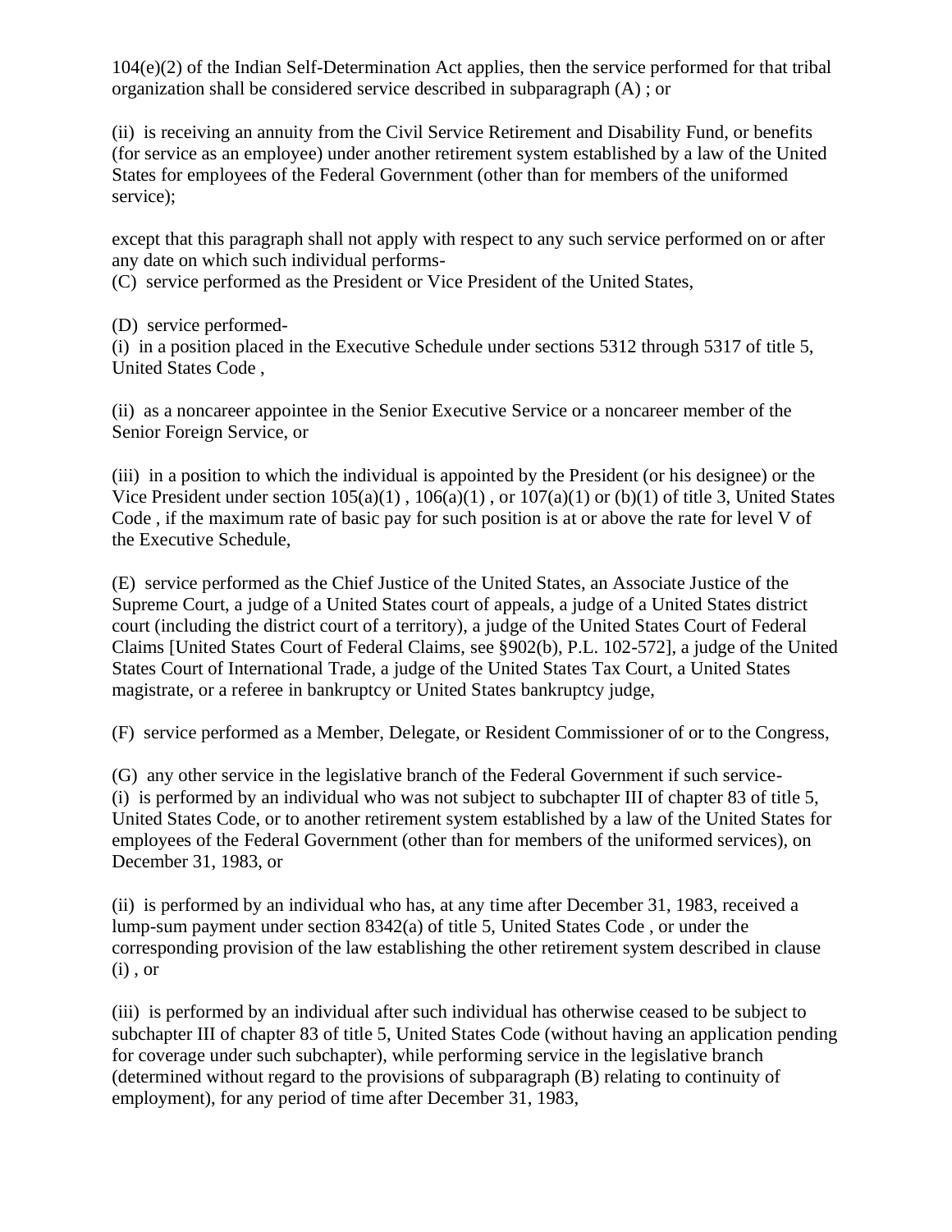104(e)(2) of the Indian Self-Determination Act applies, then the service performed for that tribal organization shall be considered service described in subparagraph (A) ; or

(ii) is receiving an annuity from the Civil Service Retirement and Disability Fund, or benefits (for service as an employee) under another retirement system established by a law of the United States for employees of the Federal Government (other than for members of the uniformed service);

except that this paragraph shall not apply with respect to any such service performed on or after any date on which such individual performs-
(C) service performed as the President or Vice President of the United States,

(D) service performed-
(i) in a position placed in the Executive Schedule under sections 5312 through 5317 of title 5, United States Code ,

(ii) as a noncareer appointee in the Senior Executive Service or a noncareer member of the Senior Foreign Service, or

(iii) in a position to which the individual is appointed by the President (or his designee) or the Vice President under section 105(a)(1) , 106(a)(1) , or 107(a)(1) or (b)(1) of title 3, United States Code , if the maximum rate of basic pay for such position is at or above the rate for level V of the Executive Schedule,

(E) service performed as the Chief Justice of the United States, an Associate Justice of the Supreme Court, a judge of a United States court of appeals, a judge of a United States district court (including the district court of a territory), a judge of the United States Court of Federal Claims [United States Court of Federal Claims, see §902(b), P.L. 102-572], a judge of the United States Court of International Trade, a judge of the United States Tax Court, a United States magistrate, or a referee in bankruptcy or United States bankruptcy judge,

(F) service performed as a Member, Delegate, or Resident Commissioner of or to the Congress,

(G) any other service in the legislative branch of the Federal Government if such service-
(i) is performed by an individual who was not subject to subchapter III of chapter 83 of title 5, United States Code, or to another retirement system established by a law of the United States for employees of the Federal Government (other than for members of the uniformed services), on December 31, 1983, or

(ii) is performed by an individual who has, at any time after December 31, 1983, received a lump-sum payment under section 8342(a) of title 5, United States Code , or under the corresponding provision of the law establishing the other retirement system described in clause (i) , or

(iii) is performed by an individual after such individual has otherwise ceased to be subject to subchapter III of chapter 83 of title 5, United States Code (without having an application pending for coverage under such subchapter), while performing service in the legislative branch (determined without regard to the provisions of subparagraph (B) relating to continuity of employment), for any period of time after December 31, 1983,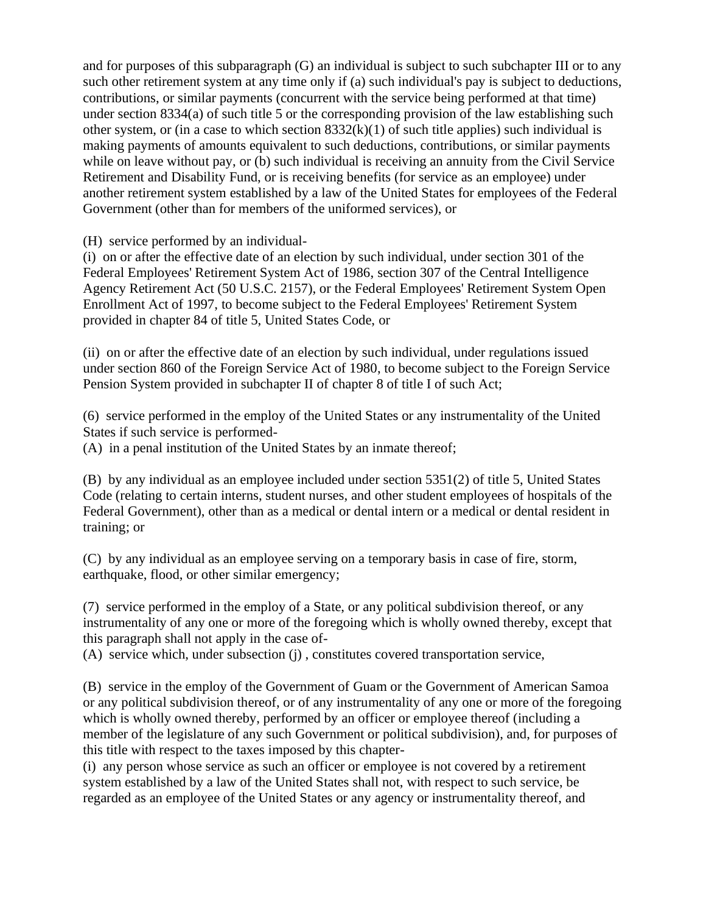and for purposes of this subparagraph (G) an individual is subject to such subchapter III or to any such other retirement system at any time only if (a) such individual's pay is subject to deductions, contributions, or similar payments (concurrent with the service being performed at that time) under section 8334(a) of such title 5 or the corresponding provision of the law establishing such other system, or (in a case to which section 8332(k)(1) of such title applies) such individual is making payments of amounts equivalent to such deductions, contributions, or similar payments while on leave without pay, or (b) such individual is receiving an annuity from the Civil Service Retirement and Disability Fund, or is receiving benefits (for service as an employee) under another retirement system established by a law of the United States for employees of the Federal Government (other than for members of the uniformed services), or

(H) service performed by an individual-

(i) on or after the effective date of an election by such individual, under section 301 of the Federal Employees' Retirement System Act of 1986, section 307 of the Central Intelligence Agency Retirement Act (50 U.S.C. 2157), or the Federal Employees' Retirement System Open Enrollment Act of 1997, to become subject to the Federal Employees' Retirement System provided in chapter 84 of title 5, United States Code, or

(ii) on or after the effective date of an election by such individual, under regulations issued under section 860 of the Foreign Service Act of 1980, to become subject to the Foreign Service Pension System provided in subchapter II of chapter 8 of title I of such Act;

(6) service performed in the employ of the United States or any instrumentality of the United States if such service is performed-

(A) in a penal institution of the United States by an inmate thereof;

(B) by any individual as an employee included under section 5351(2) of title 5, United States Code (relating to certain interns, student nurses, and other student employees of hospitals of the Federal Government), other than as a medical or dental intern or a medical or dental resident in training; or

(C) by any individual as an employee serving on a temporary basis in case of fire, storm, earthquake, flood, or other similar emergency;

(7) service performed in the employ of a State, or any political subdivision thereof, or any instrumentality of any one or more of the foregoing which is wholly owned thereby, except that this paragraph shall not apply in the case of-

(A) service which, under subsection (j) , constitutes covered transportation service,

(B) service in the employ of the Government of Guam or the Government of American Samoa or any political subdivision thereof, or of any instrumentality of any one or more of the foregoing which is wholly owned thereby, performed by an officer or employee thereof (including a member of the legislature of any such Government or political subdivision), and, for purposes of this title with respect to the taxes imposed by this chapter-

(i) any person whose service as such an officer or employee is not covered by a retirement system established by a law of the United States shall not, with respect to such service, be regarded as an employee of the United States or any agency or instrumentality thereof, and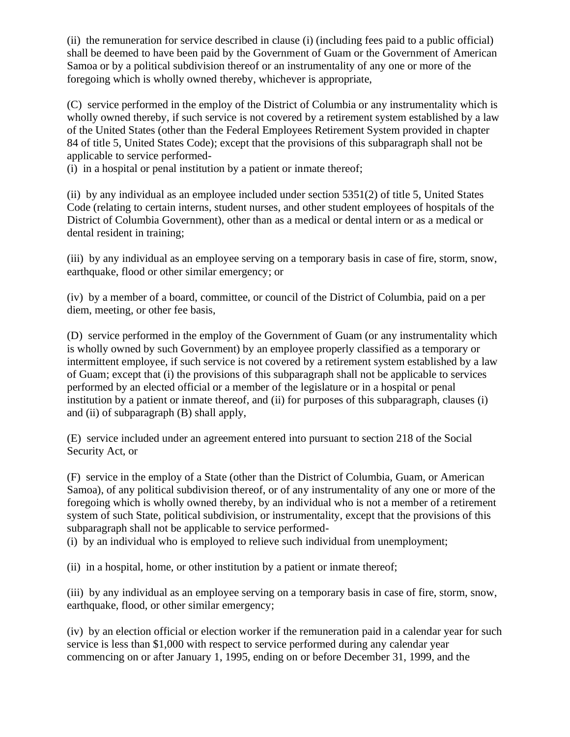(ii) the remuneration for service described in clause (i) (including fees paid to a public official) shall be deemed to have been paid by the Government of Guam or the Government of American Samoa or by a political subdivision thereof or an instrumentality of any one or more of the foregoing which is wholly owned thereby, whichever is appropriate,

(C) service performed in the employ of the District of Columbia or any instrumentality which is wholly owned thereby, if such service is not covered by a retirement system established by a law of the United States (other than the Federal Employees Retirement System provided in chapter 84 of title 5, United States Code); except that the provisions of this subparagraph shall not be applicable to service performed-

(i) in a hospital or penal institution by a patient or inmate thereof;

(ii) by any individual as an employee included under section 5351(2) of title 5, United States Code (relating to certain interns, student nurses, and other student employees of hospitals of the District of Columbia Government), other than as a medical or dental intern or as a medical or dental resident in training;

(iii) by any individual as an employee serving on a temporary basis in case of fire, storm, snow, earthquake, flood or other similar emergency; or

(iv) by a member of a board, committee, or council of the District of Columbia, paid on a per diem, meeting, or other fee basis,

(D) service performed in the employ of the Government of Guam (or any instrumentality which is wholly owned by such Government) by an employee properly classified as a temporary or intermittent employee, if such service is not covered by a retirement system established by a law of Guam; except that (i) the provisions of this subparagraph shall not be applicable to services performed by an elected official or a member of the legislature or in a hospital or penal institution by a patient or inmate thereof, and (ii) for purposes of this subparagraph, clauses (i) and (ii) of subparagraph (B) shall apply,

(E) service included under an agreement entered into pursuant to section 218 of the Social Security Act, or

(F) service in the employ of a State (other than the District of Columbia, Guam, or American Samoa), of any political subdivision thereof, or of any instrumentality of any one or more of the foregoing which is wholly owned thereby, by an individual who is not a member of a retirement system of such State, political subdivision, or instrumentality, except that the provisions of this subparagraph shall not be applicable to service performed-

(i) by an individual who is employed to relieve such individual from unemployment;

(ii) in a hospital, home, or other institution by a patient or inmate thereof;

(iii) by any individual as an employee serving on a temporary basis in case of fire, storm, snow, earthquake, flood, or other similar emergency;

(iv) by an election official or election worker if the remuneration paid in a calendar year for such service is less than $1,000 with respect to service performed during any calendar year commencing on or after January 1, 1995, ending on or before December 31, 1999, and the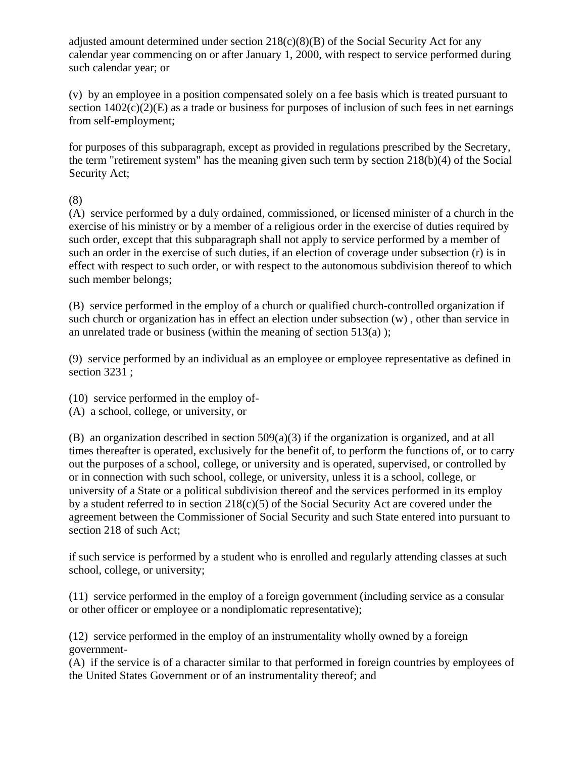adjusted amount determined under section 218(c)(8)(B) of the Social Security Act for any calendar year commencing on or after January 1, 2000, with respect to service performed during such calendar year; or

(v) by an employee in a position compensated solely on a fee basis which is treated pursuant to section 1402(c)(2)(E) as a trade or business for purposes of inclusion of such fees in net earnings from self-employment;

for purposes of this subparagraph, except as provided in regulations prescribed by the Secretary, the term "retirement system" has the meaning given such term by section 218(b)(4) of the Social Security Act;

(8)
(A) service performed by a duly ordained, commissioned, or licensed minister of a church in the exercise of his ministry or by a member of a religious order in the exercise of duties required by such order, except that this subparagraph shall not apply to service performed by a member of such an order in the exercise of such duties, if an election of coverage under subsection (r) is in effect with respect to such order, or with respect to the autonomous subdivision thereof to which such member belongs;

(B) service performed in the employ of a church or qualified church-controlled organization if such church or organization has in effect an election under subsection (w) , other than service in an unrelated trade or business (within the meaning of section 513(a) );

(9) service performed by an individual as an employee or employee representative as defined in section 3231 ;

(10) service performed in the employ of-
(A) a school, college, or university, or

(B) an organization described in section 509(a)(3) if the organization is organized, and at all times thereafter is operated, exclusively for the benefit of, to perform the functions of, or to carry out the purposes of a school, college, or university and is operated, supervised, or controlled by or in connection with such school, college, or university, unless it is a school, college, or university of a State or a political subdivision thereof and the services performed in its employ by a student referred to in section 218(c)(5) of the Social Security Act are covered under the agreement between the Commissioner of Social Security and such State entered into pursuant to section 218 of such Act;

if such service is performed by a student who is enrolled and regularly attending classes at such school, college, or university;

(11) service performed in the employ of a foreign government (including service as a consular or other officer or employee or a nondiplomatic representative);

(12) service performed in the employ of an instrumentality wholly owned by a foreign government-
(A) if the service is of a character similar to that performed in foreign countries by employees of the United States Government or of an instrumentality thereof; and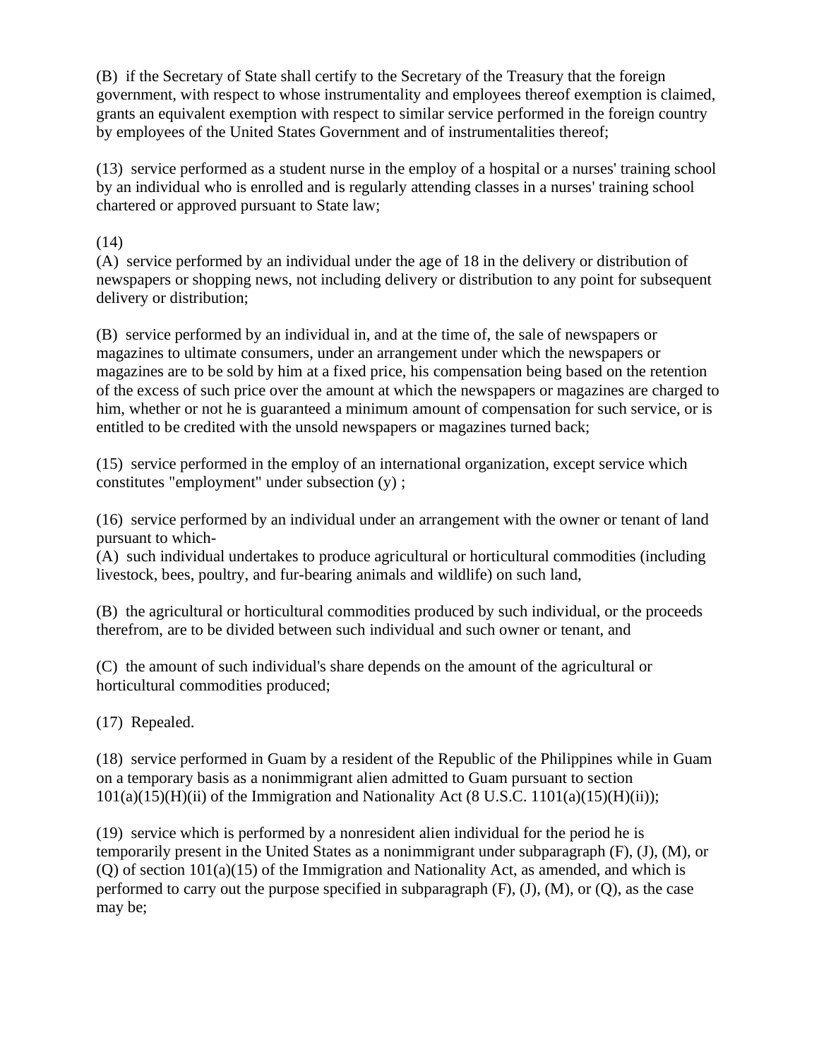(B) if the Secretary of State shall certify to the Secretary of the Treasury that the foreign government, with respect to whose instrumentality and employees thereof exemption is claimed, grants an equivalent exemption with respect to similar service performed in the foreign country by employees of the United States Government and of instrumentalities thereof;

(13) service performed as a student nurse in the employ of a hospital or a nurses' training school by an individual who is enrolled and is regularly attending classes in a nurses' training school chartered or approved pursuant to State law;

(14)
(A) service performed by an individual under the age of 18 in the delivery or distribution of newspapers or shopping news, not including delivery or distribution to any point for subsequent delivery or distribution;

(B) service performed by an individual in, and at the time of, the sale of newspapers or magazines to ultimate consumers, under an arrangement under which the newspapers or magazines are to be sold by him at a fixed price, his compensation being based on the retention of the excess of such price over the amount at which the newspapers or magazines are charged to him, whether or not he is guaranteed a minimum amount of compensation for such service, or is entitled to be credited with the unsold newspapers or magazines turned back;

(15) service performed in the employ of an international organization, except service which constitutes "employment" under subsection (y) ;

(16) service performed by an individual under an arrangement with the owner or tenant of land pursuant to which-
(A) such individual undertakes to produce agricultural or horticultural commodities (including livestock, bees, poultry, and fur-bearing animals and wildlife) on such land,

(B) the agricultural or horticultural commodities produced by such individual, or the proceeds therefrom, are to be divided between such individual and such owner or tenant, and

(C) the amount of such individual's share depends on the amount of the agricultural or horticultural commodities produced;

(17) Repealed.

(18) service performed in Guam by a resident of the Republic of the Philippines while in Guam on a temporary basis as a nonimmigrant alien admitted to Guam pursuant to section 101(a)(15)(H)(ii) of the Immigration and Nationality Act (8 U.S.C. 1101(a)(15)(H)(ii));

(19) service which is performed by a nonresident alien individual for the period he is temporarily present in the United States as a nonimmigrant under subparagraph (F), (J), (M), or (Q) of section 101(a)(15) of the Immigration and Nationality Act, as amended, and which is performed to carry out the purpose specified in subparagraph (F), (J), (M), or (Q), as the case may be;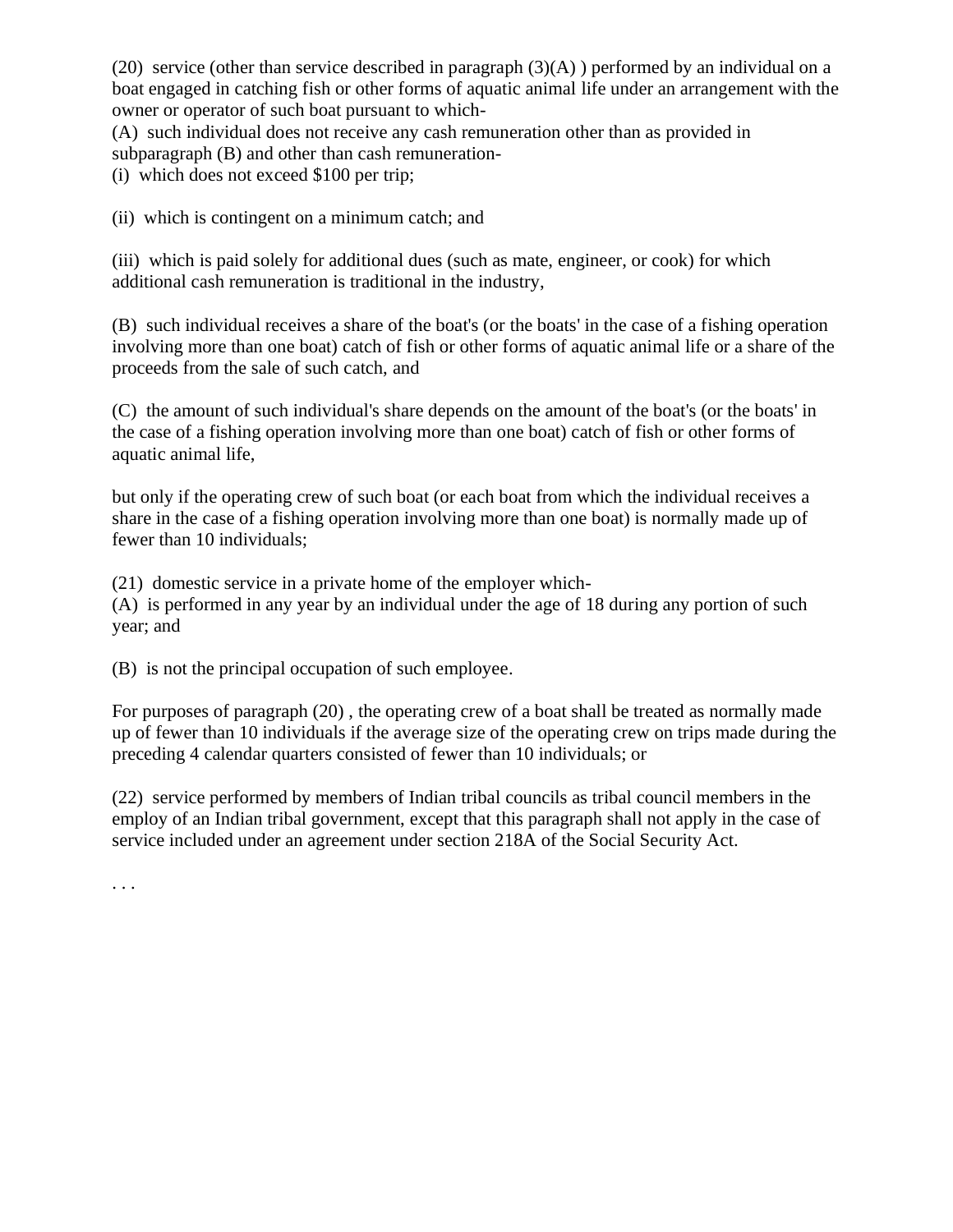(20) service (other than service described in paragraph (3)(A) ) performed by an individual on a boat engaged in catching fish or other forms of aquatic animal life under an arrangement with the owner or operator of such boat pursuant to which-

(A) such individual does not receive any cash remuneration other than as provided in subparagraph (B) and other than cash remuneration-

(i) which does not exceed $100 per trip;

(ii) which is contingent on a minimum catch; and

(iii) which is paid solely for additional dues (such as mate, engineer, or cook) for which additional cash remuneration is traditional in the industry,

(B) such individual receives a share of the boat's (or the boats' in the case of a fishing operation involving more than one boat) catch of fish or other forms of aquatic animal life or a share of the proceeds from the sale of such catch, and

(C) the amount of such individual's share depends on the amount of the boat's (or the boats' in the case of a fishing operation involving more than one boat) catch of fish or other forms of aquatic animal life,

but only if the operating crew of such boat (or each boat from which the individual receives a share in the case of a fishing operation involving more than one boat) is normally made up of fewer than 10 individuals;

(21) domestic service in a private home of the employer which-

(A) is performed in any year by an individual under the age of 18 during any portion of such year; and

(B) is not the principal occupation of such employee.

For purposes of paragraph (20) , the operating crew of a boat shall be treated as normally made up of fewer than 10 individuals if the average size of the operating crew on trips made during the preceding 4 calendar quarters consisted of fewer than 10 individuals; or

(22) service performed by members of Indian tribal councils as tribal council members in the employ of an Indian tribal government, except that this paragraph shall not apply in the case of service included under an agreement under section 218A of the Social Security Act.

. . .